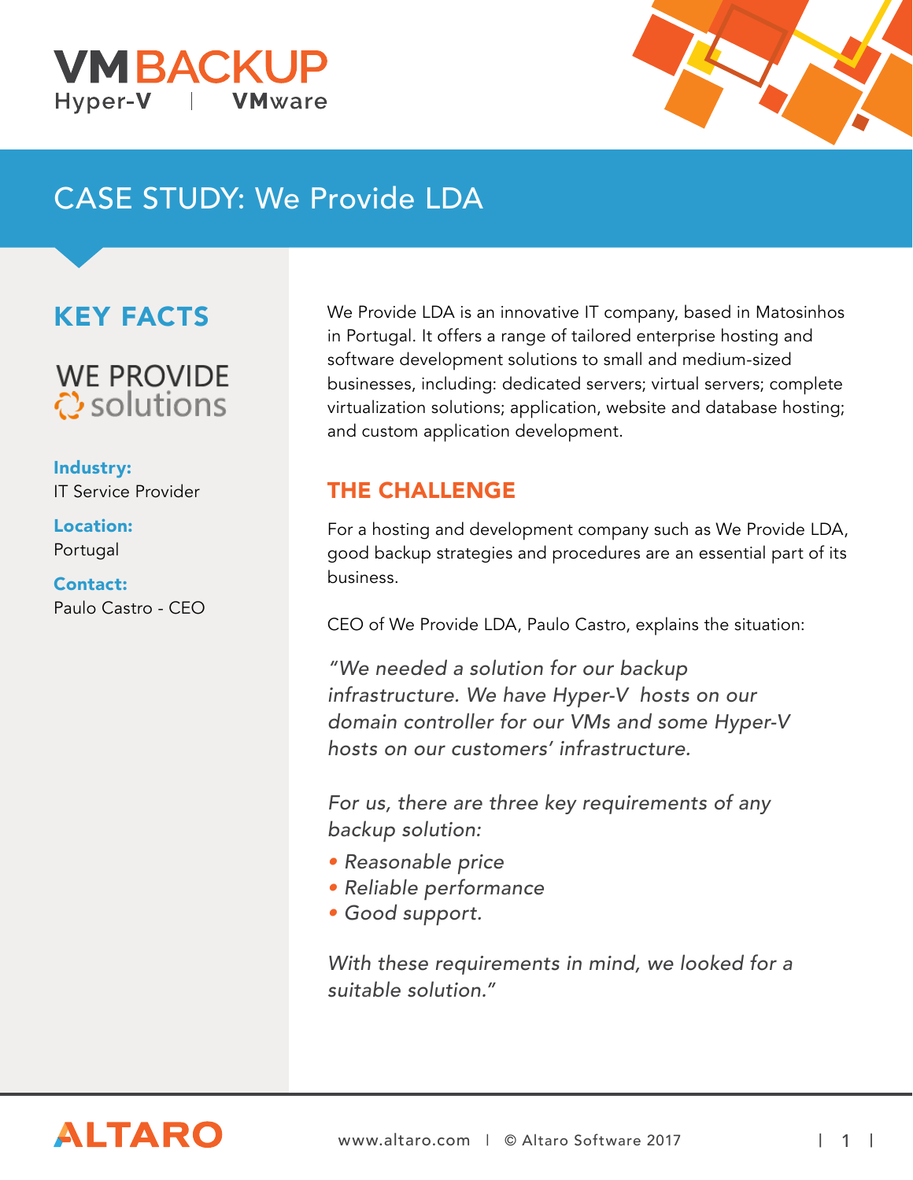VMBACKUP
Hyper-V | VMware

# CASE STUDY: We Provide LDA

## KEY FACTS

WE PROVIDE solutions

**Industry:**
IT Service Provider

**Location:**
Portugal

**Contact:**
Paulo Castro - CEO

We Provide LDA is an innovative IT company, based in Matosinhos in Portugal. It offers a range of tailored enterprise hosting and software development solutions to small and medium-sized businesses, including: dedicated servers; virtual servers; complete virtualization solutions; application, website and database hosting; and custom application development.

## THE CHALLENGE

For a hosting and development company such as We Provide LDA, good backup strategies and procedures are an essential part of its business.

CEO of We Provide LDA, Paulo Castro, explains the situation:

*"We needed a solution for our backup infrastructure. We have Hyper-V hosts on our domain controller for our VMs and some Hyper-V hosts on our customers' infrastructure.*

*For us, there are three key requirements of any backup solution:*

- *Reasonable price*
- *Reliable performance*
- *Good support.*

*With these requirements in mind, we looked for a suitable solution."*

ALTARO

www.altaro.com | © Altaro Software 2017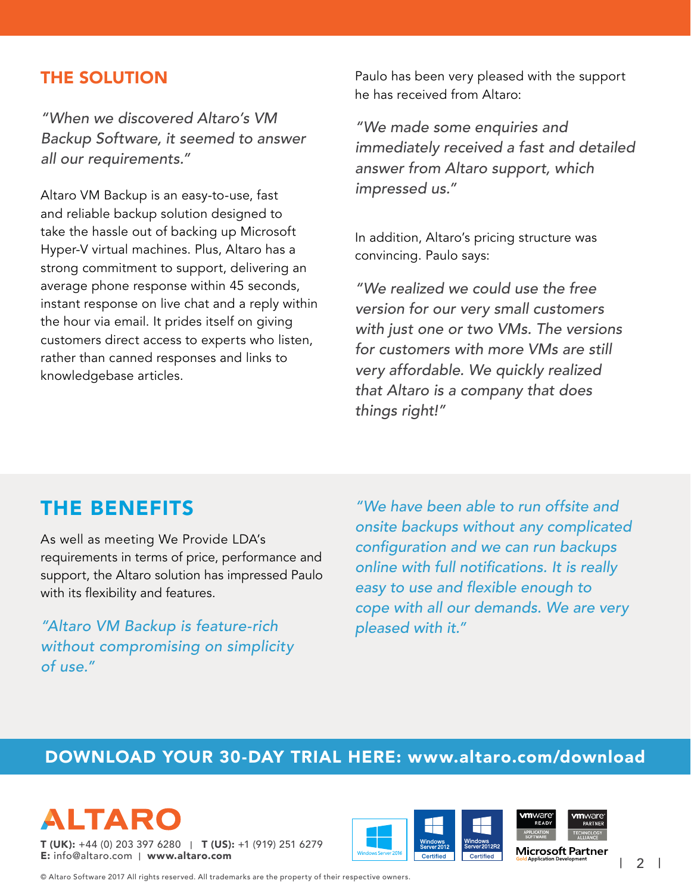## THE SOLUTION

*"When we discovered Altaro's VM Backup Software, it seemed to answer all our requirements."*

Altaro VM Backup is an easy-to-use, fast and reliable backup solution designed to take the hassle out of backing up Microsoft Hyper-V virtual machines. Plus, Altaro has a strong commitment to support, delivering an average phone response within 45 seconds, instant response on live chat and a reply within the hour via email. It prides itself on giving customers direct access to experts who listen, rather than canned responses and links to knowledgebase articles.

Paulo has been very pleased with the support he has received from Altaro:

*"We made some enquiries and immediately received a fast and detailed answer from Altaro support, which impressed us."*

In addition, Altaro's pricing structure was convincing. Paulo says:

*"We realized we could use the free version for our very small customers with just one or two VMs. The versions for customers with more VMs are still very affordable. We quickly realized that Altaro is a company that does things right!"*

## THE BENEFITS

As well as meeting We Provide LDA's requirements in terms of price, performance and support, the Altaro solution has impressed Paulo with its flexibility and features.

*"Altaro VM Backup is feature-rich without compromising on simplicity of use."*

*"We have been able to run offsite and onsite backups without any complicated configuration and we can run backups online with full notifications. It is really easy to use and flexible enough to cope with all our demands. We are very pleased with it."*

**DOWNLOAD YOUR 30-DAY TRIAL HERE: www.altaro.com/download**

ALTARO

**T (UK):** +44 (0) 203 397 6280 | **T (US):** +1 (919) 251 6279
**E:** info@altaro.com | **www.altaro.com**

Windows Server 2016 | Windows Server 2012 Certified | Windows Server 2012R2 Certified | vmware READY APPLICATION SOFTWARE | vmware PARTNER TECHNOLOGY ALLIANCE | Microsoft Partner Gold Application Development

© Altaro Software 2017 All rights reserved. All trademarks are the property of their respective owners.